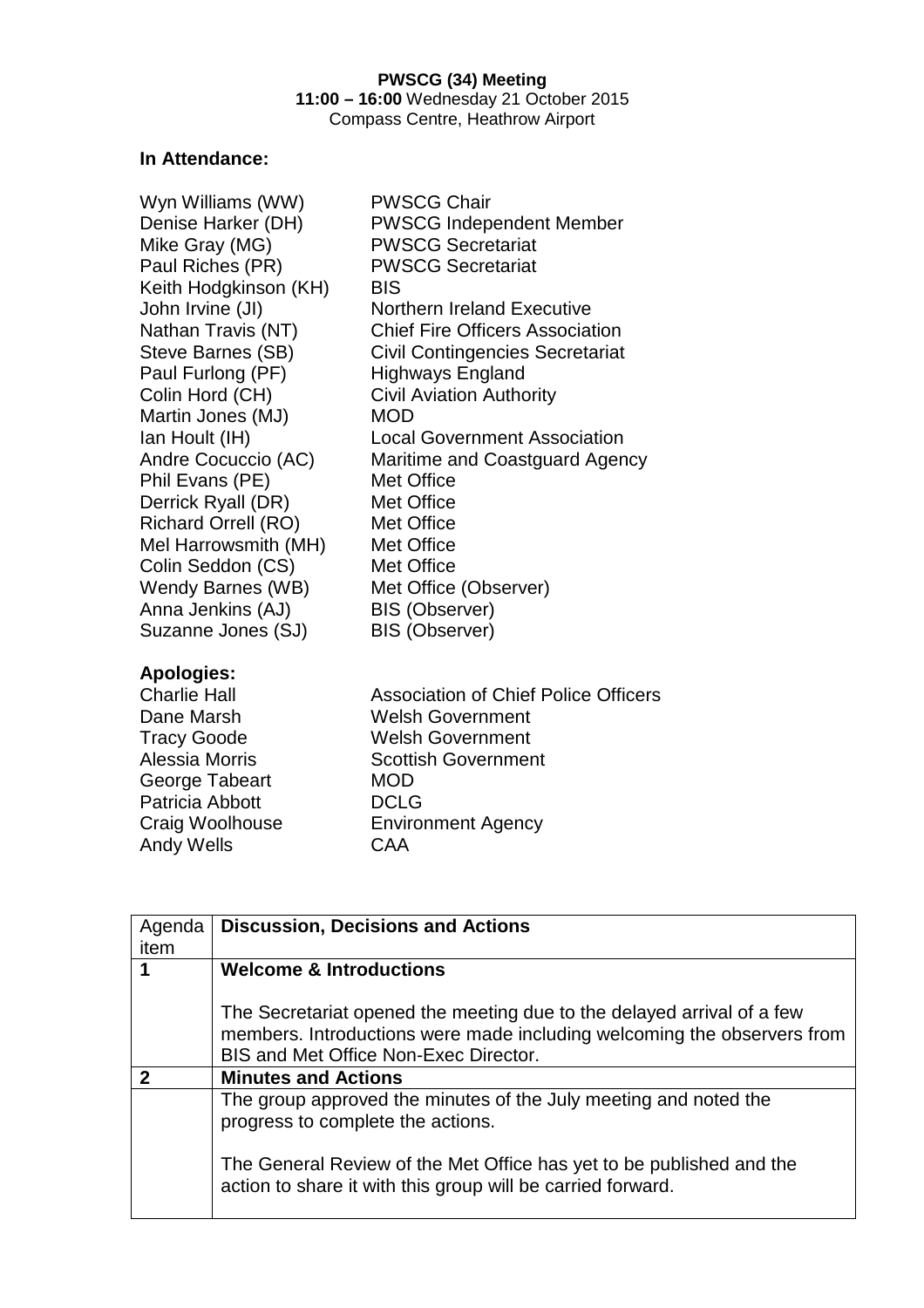**PWSCG (34) Meeting**
**11:00 – 16:00** Wednesday 21 October 2015
Compass Centre, Heathrow Airport

**In Attendance:**

| | |
|---|---|
| Wyn Williams (WW) | PWSCG Chair |
| Denise Harker (DH) | PWSCG Independent Member |
| Mike Gray (MG) | PWSCG Secretariat |
| Paul Riches (PR) | PWSCG Secretariat |
| Keith Hodgkinson (KH) | BIS |
| John Irvine (JI) | Northern Ireland Executive |
| Nathan Travis (NT) | Chief Fire Officers Association |
| Steve Barnes (SB) | Civil Contingencies Secretariat |
| Paul Furlong (PF) | Highways England |
| Colin Hord (CH) | Civil Aviation Authority |
| Martin Jones (MJ) | MOD |
| Ian Hoult (IH) | Local Government Association |
| Andre Cocuccio (AC) | Maritime and Coastguard Agency |
| Phil Evans (PE) | Met Office |
| Derrick Ryall (DR) | Met Office |
| Richard Orrell (RO) | Met Office |
| Mel Harrowsmith (MH) | Met Office |
| Colin Seddon (CS) | Met Office |
| Wendy Barnes (WB) | Met Office (Observer) |
| Anna Jenkins (AJ) | BIS (Observer) |
| Suzanne Jones (SJ) | BIS (Observer) |

**Apologies:**

| | |
|---|---|
| Charlie Hall | Association of Chief Police Officers |
| Dane Marsh | Welsh Government |
| Tracy Goode | Welsh Government |
| Alessia Morris | Scottish Government |
| George Tabeart | MOD |
| Patricia Abbott | DCLG |
| Craig Woolhouse | Environment Agency |
| Andy Wells | CAA |

| Agenda item | Discussion, Decisions and Actions |
|---|---|
| **1** | **Welcome & Introductions**<br><br>The Secretariat opened the meeting due to the delayed arrival of a few members. Introductions were made including welcoming the observers from BIS and Met Office Non-Exec Director. |
| **2** | **Minutes and Actions** |
| | The group approved the minutes of the July meeting and noted the progress to complete the actions.<br><br>The General Review of the Met Office has yet to be published and the action to share it with this group will be carried forward. |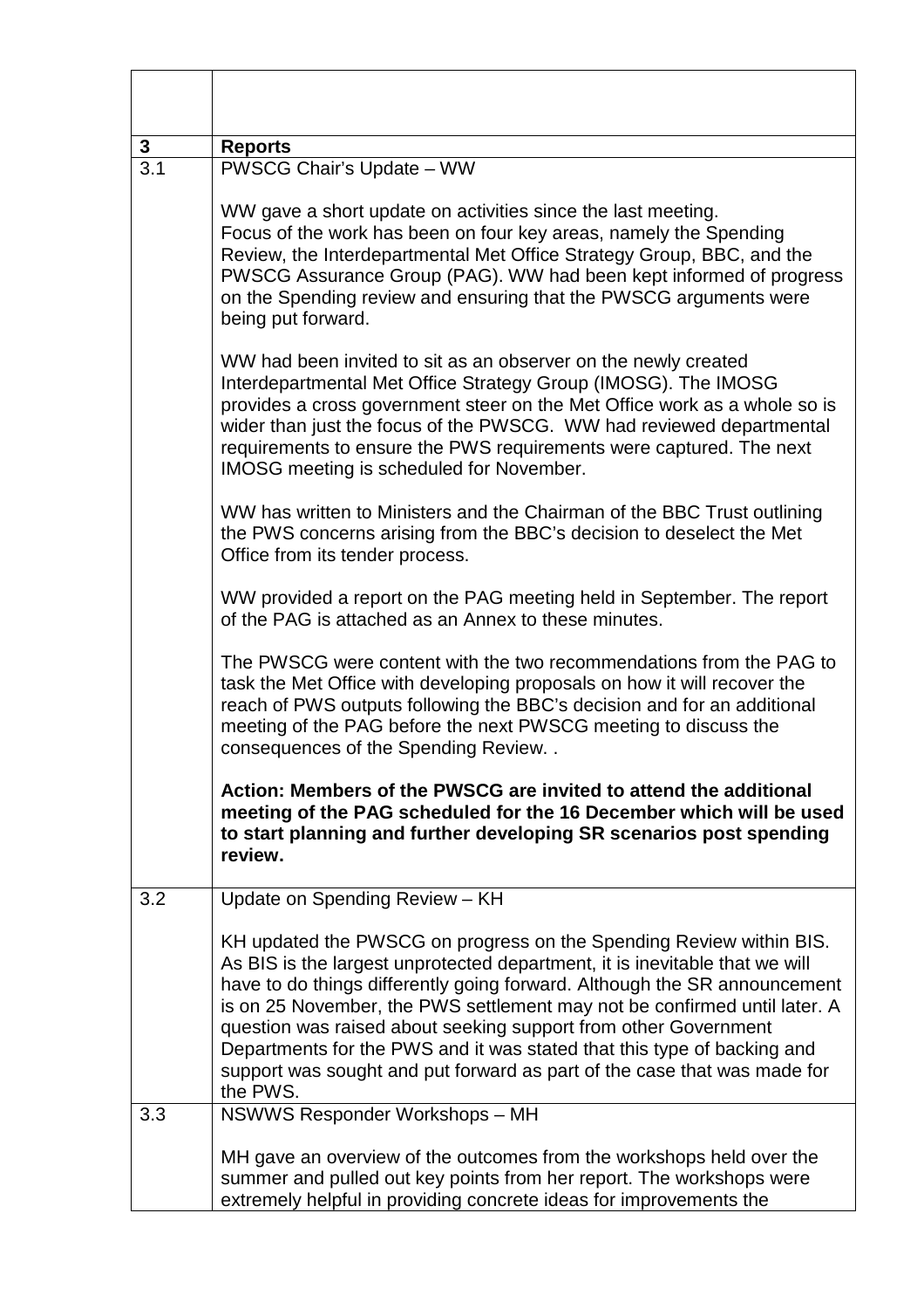| | |
|---|---|
| | |
| **3** | **Reports** |
| 3.1 | PWSCG Chair's Update – WW<br><br>WW gave a short update on activities since the last meeting.<br>Focus of the work has been on four key areas, namely the Spending Review, the Interdepartmental Met Office Strategy Group, BBC, and the PWSCG Assurance Group (PAG). WW had been kept informed of progress on the Spending review and ensuring that the PWSCG arguments were being put forward.<br><br>WW had been invited to sit as an observer on the newly created Interdepartmental Met Office Strategy Group (IMOSG). The IMOSG provides a cross government steer on the Met Office work as a whole so is wider than just the focus of the PWSCG. WW had reviewed departmental requirements to ensure the PWS requirements were captured. The next IMOSG meeting is scheduled for November.<br><br>WW has written to Ministers and the Chairman of the BBC Trust outlining the PWS concerns arising from the BBC's decision to deselect the Met Office from its tender process.<br><br>WW provided a report on the PAG meeting held in September. The report of the PAG is attached as an Annex to these minutes.<br><br>The PWSCG were content with the two recommendations from the PAG to task the Met Office with developing proposals on how it will recover the reach of PWS outputs following the BBC's decision and for an additional meeting of the PAG before the next PWSCG meeting to discuss the consequences of the Spending Review. .<br><br>**Action: Members of the PWSCG are invited to attend the additional meeting of the PAG scheduled for the 16 December which will be used to start planning and further developing SR scenarios post spending review.** |
| 3.2 | Update on Spending Review – KH<br><br>KH updated the PWSCG on progress on the Spending Review within BIS. As BIS is the largest unprotected department, it is inevitable that we will have to do things differently going forward. Although the SR announcement is on 25 November, the PWS settlement may not be confirmed until later. A question was raised about seeking support from other Government Departments for the PWS and it was stated that this type of backing and support was sought and put forward as part of the case that was made for the PWS. |
| 3.3 | NSWWS Responder Workshops – MH<br><br>MH gave an overview of the outcomes from the workshops held over the summer and pulled out key points from her report. The workshops were extremely helpful in providing concrete ideas for improvements the |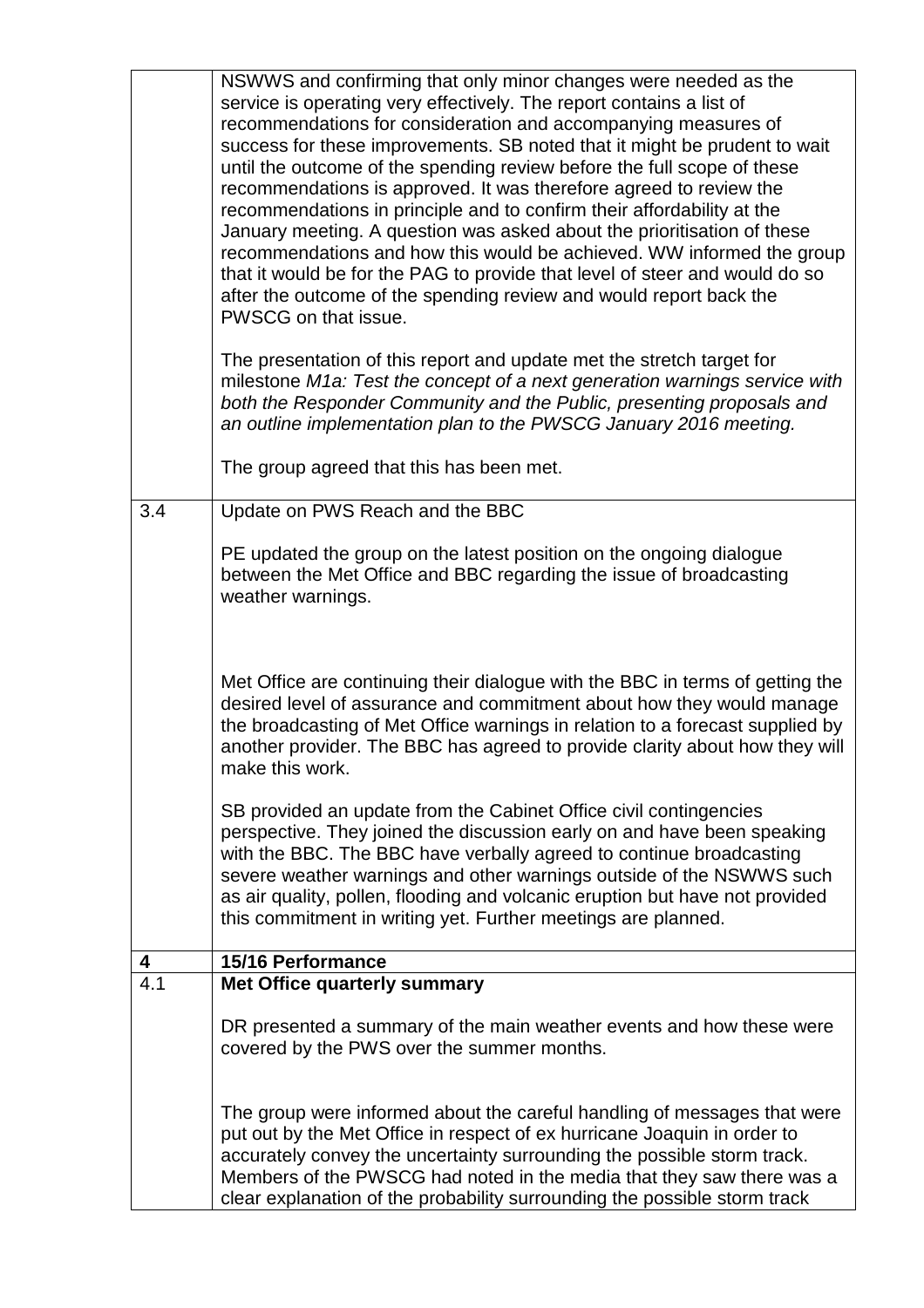| | |
|---|---|
| | NSWWS and confirming that only minor changes were needed as the service is operating very effectively. The report contains a list of recommendations for consideration and accompanying measures of success for these improvements. SB noted that it might be prudent to wait until the outcome of the spending review before the full scope of these recommendations is approved. It was therefore agreed to review the recommendations in principle and to confirm their affordability at the January meeting. A question was asked about the prioritisation of these recommendations and how this would be achieved. WW informed the group that it would be for the PAG to provide that level of steer and would do so after the outcome of the spending review and would report back the PWSCG on that issue.<br><br>The presentation of this report and update met the stretch target for milestone *M1a: Test the concept of a next generation warnings service with both the Responder Community and the Public, presenting proposals and an outline implementation plan to the PWSCG January 2016 meeting.*<br><br>The group agreed that this has been met. |
| 3.4 | Update on PWS Reach and the BBC<br><br>PE updated the group on the latest position on the ongoing dialogue between the Met Office and BBC regarding the issue of broadcasting weather warnings.<br><br>Met Office are continuing their dialogue with the BBC in terms of getting the desired level of assurance and commitment about how they would manage the broadcasting of Met Office warnings in relation to a forecast supplied by another provider. The BBC has agreed to provide clarity about how they will make this work.<br><br>SB provided an update from the Cabinet Office civil contingencies perspective. They joined the discussion early on and have been speaking with the BBC. The BBC have verbally agreed to continue broadcasting severe weather warnings and other warnings outside of the NSWWS such as air quality, pollen, flooding and volcanic eruption but have not provided this commitment in writing yet. Further meetings are planned. |
| **4** | **15/16 Performance** |
| 4.1 | **Met Office quarterly summary**<br><br>DR presented a summary of the main weather events and how these were covered by the PWS over the summer months.<br><br>The group were informed about the careful handling of messages that were put out by the Met Office in respect of ex hurricane Joaquin in order to accurately convey the uncertainty surrounding the possible storm track. Members of the PWSCG had noted in the media that they saw there was a clear explanation of the probability surrounding the possible storm track |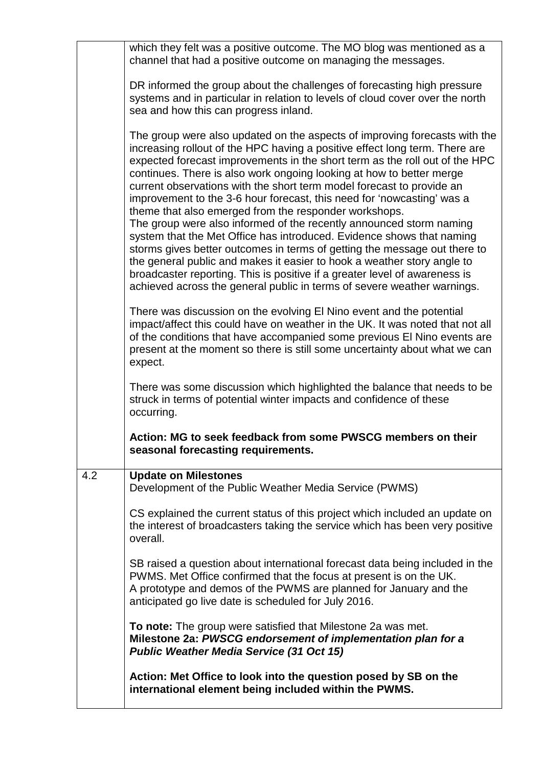| | |
|---|---|
| | which they felt was a positive outcome. The MO blog was mentioned as a channel that had a positive outcome on managing the messages.<br><br>DR informed the group about the challenges of forecasting high pressure systems and in particular in relation to levels of cloud cover over the north sea and how this can progress inland.<br><br>The group were also updated on the aspects of improving forecasts with the increasing rollout of the HPC having a positive effect long term. There are expected forecast improvements in the short term as the roll out of the HPC continues. There is also work ongoing looking at how to better merge current observations with the short term model forecast to provide an improvement to the 3-6 hour forecast, this need for 'nowcasting' was a theme that also emerged from the responder workshops.<br>The group were also informed of the recently announced storm naming system that the Met Office has introduced. Evidence shows that naming storms gives better outcomes in terms of getting the message out there to the general public and makes it easier to hook a weather story angle to broadcaster reporting. This is positive if a greater level of awareness is achieved across the general public in terms of severe weather warnings.<br><br>There was discussion on the evolving El Nino event and the potential impact/affect this could have on weather in the UK. It was noted that not all of the conditions that have accompanied some previous El Nino events are present at the moment so there is still some uncertainty about what we can expect.<br><br>There was some discussion which highlighted the balance that needs to be struck in terms of potential winter impacts and confidence of these occurring.<br><br>**Action: MG to seek feedback from some PWSCG members on their seasonal forecasting requirements.** |
| 4.2 | **Update on Milestones**<br>Development of the Public Weather Media Service (PWMS)<br><br>CS explained the current status of this project which included an update on the interest of broadcasters taking the service which has been very positive overall.<br><br>SB raised a question about international forecast data being included in the PWMS. Met Office confirmed that the focus at present is on the UK.<br>A prototype and demos of the PWMS are planned for January and the anticipated go live date is scheduled for July 2016.<br><br>**To note:** The group were satisfied that Milestone 2a was met.<br>**Milestone 2a:** ***PWSCG endorsement of implementation plan for a Public Weather Media Service (31 Oct 15)***<br><br>**Action: Met Office to look into the question posed by SB on the international element being included within the PWMS.** |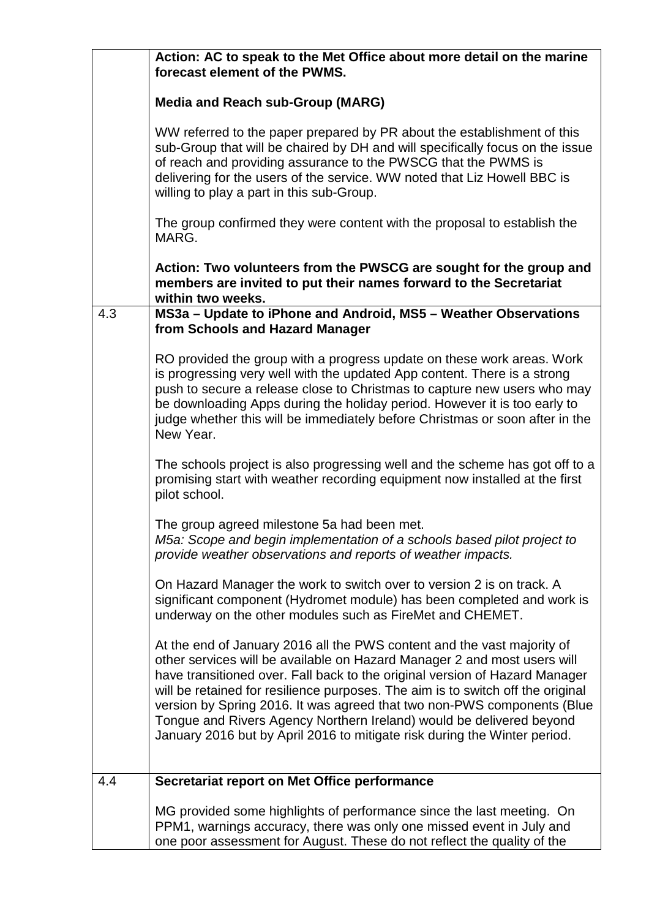| | |
|---|---|
| | **Action: AC to speak to the Met Office about more detail on the marine forecast element of the PWMS.**<br><br>**Media and Reach sub-Group (MARG)**<br><br>WW referred to the paper prepared by PR about the establishment of this sub-Group that will be chaired by DH and will specifically focus on the issue of reach and providing assurance to the PWSCG that the PWMS is delivering for the users of the service. WW noted that Liz Howell BBC is willing to play a part in this sub-Group.<br><br>The group confirmed they were content with the proposal to establish the MARG.<br><br>**Action: Two volunteers from the PWSCG are sought for the group and members are invited to put their names forward to the Secretariat within two weeks.** |
| 4.3 | **MS3a – Update to iPhone and Android, MS5 – Weather Observations from Schools and Hazard Manager**<br><br>RO provided the group with a progress update on these work areas. Work is progressing very well with the updated App content. There is a strong push to secure a release close to Christmas to capture new users who may be downloading Apps during the holiday period. However it is too early to judge whether this will be immediately before Christmas or soon after in the New Year.<br><br>The schools project is also progressing well and the scheme has got off to a promising start with weather recording equipment now installed at the first pilot school.<br><br>The group agreed milestone 5a had been met.<br>*M5a: Scope and begin implementation of a schools based pilot project to provide weather observations and reports of weather impacts.*<br><br>On Hazard Manager the work to switch over to version 2 is on track. A significant component (Hydromet module) has been completed and work is underway on the other modules such as FireMet and CHEMET.<br><br>At the end of January 2016 all the PWS content and the vast majority of other services will be available on Hazard Manager 2 and most users will have transitioned over. Fall back to the original version of Hazard Manager will be retained for resilience purposes. The aim is to switch off the original version by Spring 2016. It was agreed that two non-PWS components (Blue Tongue and Rivers Agency Northern Ireland) would be delivered beyond January 2016 but by April 2016 to mitigate risk during the Winter period. |
| 4.4 | **Secretariat report on Met Office performance**<br><br>MG provided some highlights of performance since the last meeting. On PPM1, warnings accuracy, there was only one missed event in July and one poor assessment for August. These do not reflect the quality of the |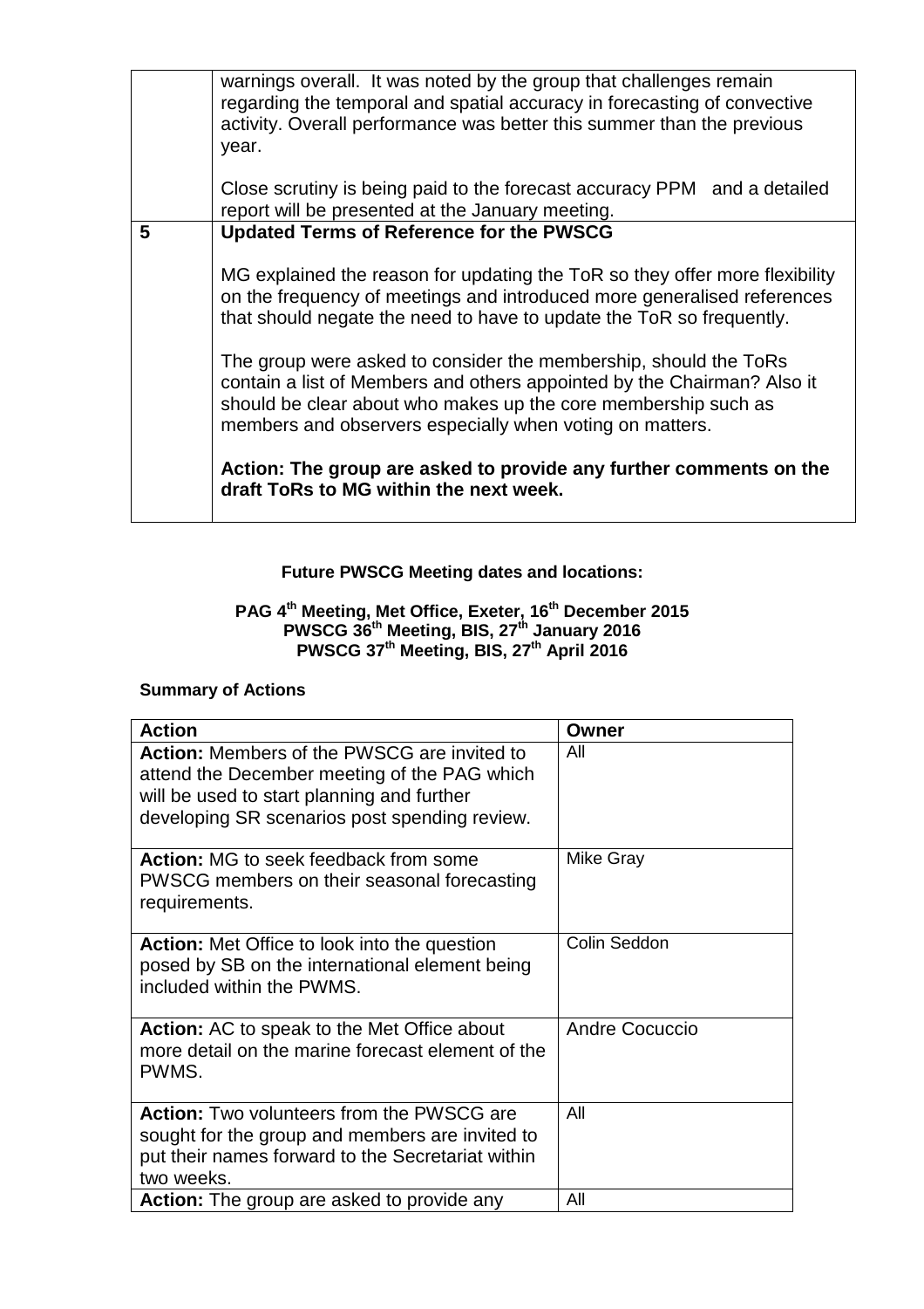| | |
|---|---|
| | warnings overall. It was noted by the group that challenges remain regarding the temporal and spatial accuracy in forecasting of convective activity. Overall performance was better this summer than the previous year.<br><br>Close scrutiny is being paid to the forecast accuracy PPM and a detailed report will be presented at the January meeting. |
| **5** | **Updated Terms of Reference for the PWSCG**<br><br>MG explained the reason for updating the ToR so they offer more flexibility on the frequency of meetings and introduced more generalised references that should negate the need to have to update the ToR so frequently.<br><br>The group were asked to consider the membership, should the ToRs contain a list of Members and others appointed by the Chairman? Also it should be clear about who makes up the core membership such as members and observers especially when voting on matters.<br><br>**Action: The group are asked to provide any further comments on the draft ToRs to MG within the next week.** |

**Future PWSCG Meeting dates and locations:**

**PAG 4th Meeting, Met Office, Exeter, 16th December 2015**
**PWSCG 36th Meeting, BIS, 27th January 2016**
**PWSCG 37th Meeting, BIS, 27th April 2016**

**Summary of Actions**

| Action | Owner |
|---|---|
| **Action:** Members of the PWSCG are invited to attend the December meeting of the PAG which will be used to start planning and further developing SR scenarios post spending review. | All |
| **Action:** MG to seek feedback from some PWSCG members on their seasonal forecasting requirements. | Mike Gray |
| **Action:** Met Office to look into the question posed by SB on the international element being included within the PWMS. | Colin Seddon |
| **Action:** AC to speak to the Met Office about more detail on the marine forecast element of the PWMS. | Andre Cocuccio |
| **Action:** Two volunteers from the PWSCG are sought for the group and members are invited to put their names forward to the Secretariat within two weeks. | All |
| **Action:** The group are asked to provide any | All |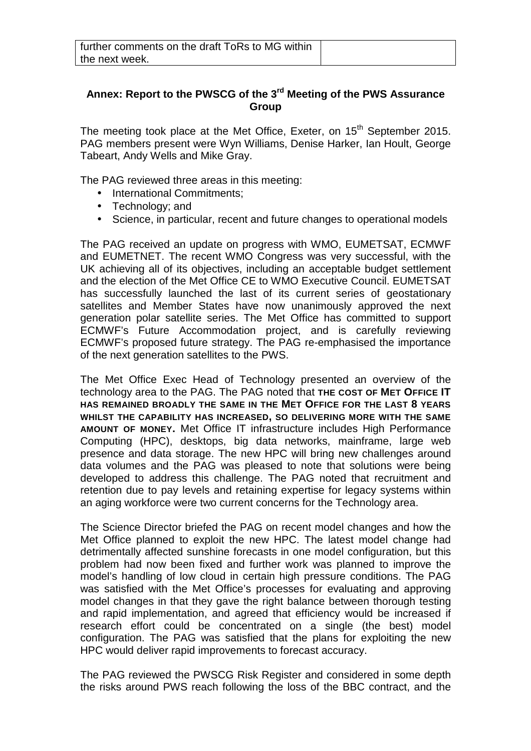| further comments on the draft ToRs to MG within the next week. | |
|---|---|

## Annex: Report to the PWSCG of the 3rd Meeting of the PWS Assurance Group

The meeting took place at the Met Office, Exeter, on 15th September 2015. PAG members present were Wyn Williams, Denise Harker, Ian Hoult, George Tabeart, Andy Wells and Mike Gray.

The PAG reviewed three areas in this meeting:

- International Commitments;
- Technology; and
- Science, in particular, recent and future changes to operational models

The PAG received an update on progress with WMO, EUMETSAT, ECMWF and EUMETNET. The recent WMO Congress was very successful, with the UK achieving all of its objectives, including an acceptable budget settlement and the election of the Met Office CE to WMO Executive Council. EUMETSAT has successfully launched the last of its current series of geostationary satellites and Member States have now unanimously approved the next generation polar satellite series. The Met Office has committed to support ECMWF's Future Accommodation project, and is carefully reviewing ECMWF's proposed future strategy. The PAG re-emphasised the importance of the next generation satellites to the PWS.

The Met Office Exec Head of Technology presented an overview of the technology area to the PAG. The PAG noted that **THE COST OF MET OFFICE IT HAS REMAINED BROADLY THE SAME IN THE MET OFFICE FOR THE LAST 8 YEARS WHILST THE CAPABILITY HAS INCREASED, SO DELIVERING MORE WITH THE SAME AMOUNT OF MONEY.** Met Office IT infrastructure includes High Performance Computing (HPC), desktops, big data networks, mainframe, large web presence and data storage. The new HPC will bring new challenges around data volumes and the PAG was pleased to note that solutions were being developed to address this challenge. The PAG noted that recruitment and retention due to pay levels and retaining expertise for legacy systems within an aging workforce were two current concerns for the Technology area.

The Science Director briefed the PAG on recent model changes and how the Met Office planned to exploit the new HPC. The latest model change had detrimentally affected sunshine forecasts in one model configuration, but this problem had now been fixed and further work was planned to improve the model's handling of low cloud in certain high pressure conditions. The PAG was satisfied with the Met Office's processes for evaluating and approving model changes in that they gave the right balance between thorough testing and rapid implementation, and agreed that efficiency would be increased if research effort could be concentrated on a single (the best) model configuration. The PAG was satisfied that the plans for exploiting the new HPC would deliver rapid improvements to forecast accuracy.

The PAG reviewed the PWSCG Risk Register and considered in some depth the risks around PWS reach following the loss of the BBC contract, and the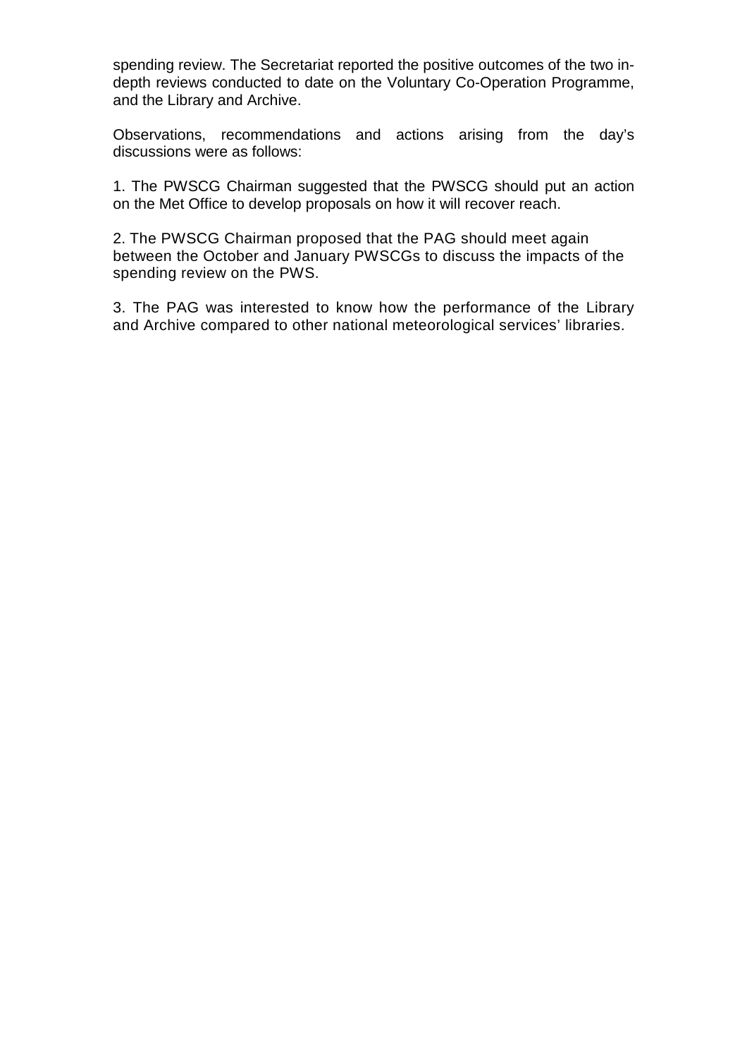spending review. The Secretariat reported the positive outcomes of the two in-depth reviews conducted to date on the Voluntary Co-Operation Programme, and the Library and Archive.

Observations, recommendations and actions arising from the day's discussions were as follows:

1. The PWSCG Chairman suggested that the PWSCG should put an action on the Met Office to develop proposals on how it will recover reach.

2. The PWSCG Chairman proposed that the PAG should meet again between the October and January PWSCGs to discuss the impacts of the spending review on the PWS.

3. The PAG was interested to know how the performance of the Library and Archive compared to other national meteorological services' libraries.